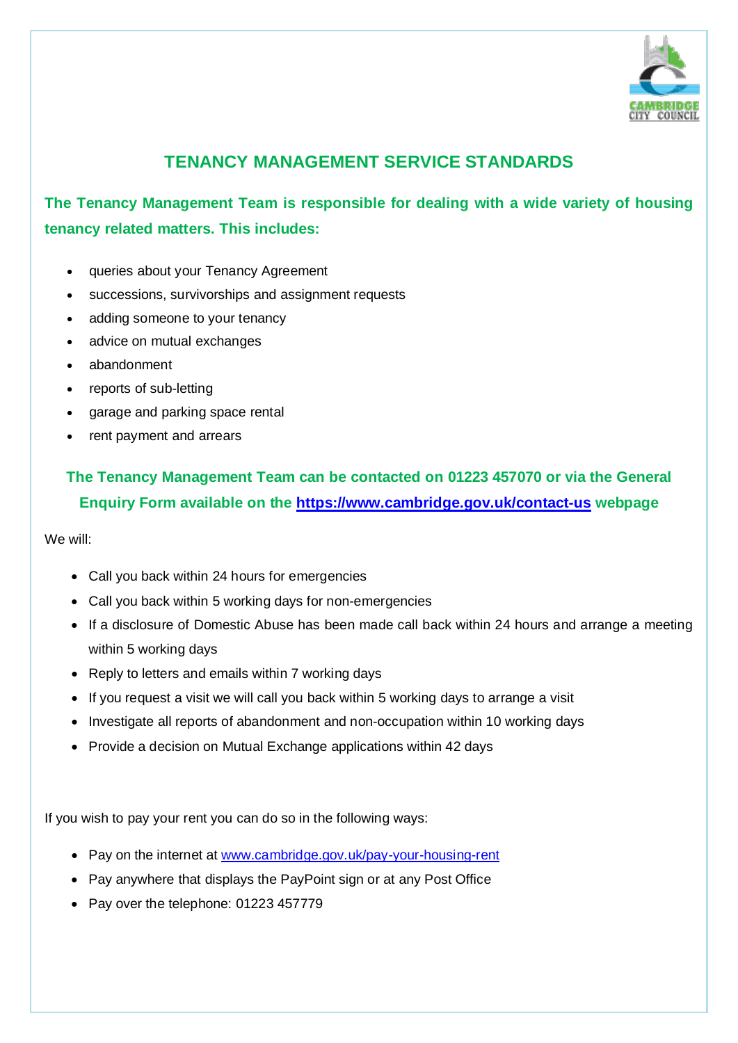# TENANCY MANAGEMENT SERVICE STANDARDS

**The Tenancy Management Team is responsible for dealing with a wide variety of housing tenancy related matters. This includes:**

- queries about your Tenancy Agreement
- successions, survivorships and assignment requests
- adding someone to your tenancy
- advice on mutual exchanges
- abandonment
- reports of sub-letting
- garage and parking space rental
- rent payment and arrears

**The Tenancy Management Team can be contacted on 01223 457070 or via the General Enquiry Form available on the [https://www.cambridge.gov.uk/contact-us](https://www.cambridge.gov.uk/contact-us) webpage**

We will:

- Call you back within 24 hours for emergencies
- Call you back within 5 working days for non-emergencies
- If a disclosure of Domestic Abuse has been made call back within 24 hours and arrange a meeting within 5 working days
- Reply to letters and emails within 7 working days
- If you request a visit we will call you back within 5 working days to arrange a visit
- Investigate all reports of abandonment and non-occupation within 10 working days
- Provide a decision on Mutual Exchange applications within 42 days

If you wish to pay your rent you can do so in the following ways:

- Pay on the internet at [www.cambridge.gov.uk/pay-your-housing-rent](http://www.cambridge.gov.uk/pay-your-housing-rent)
- Pay anywhere that displays the PayPoint sign or at any Post Office
- Pay over the telephone: 01223 457779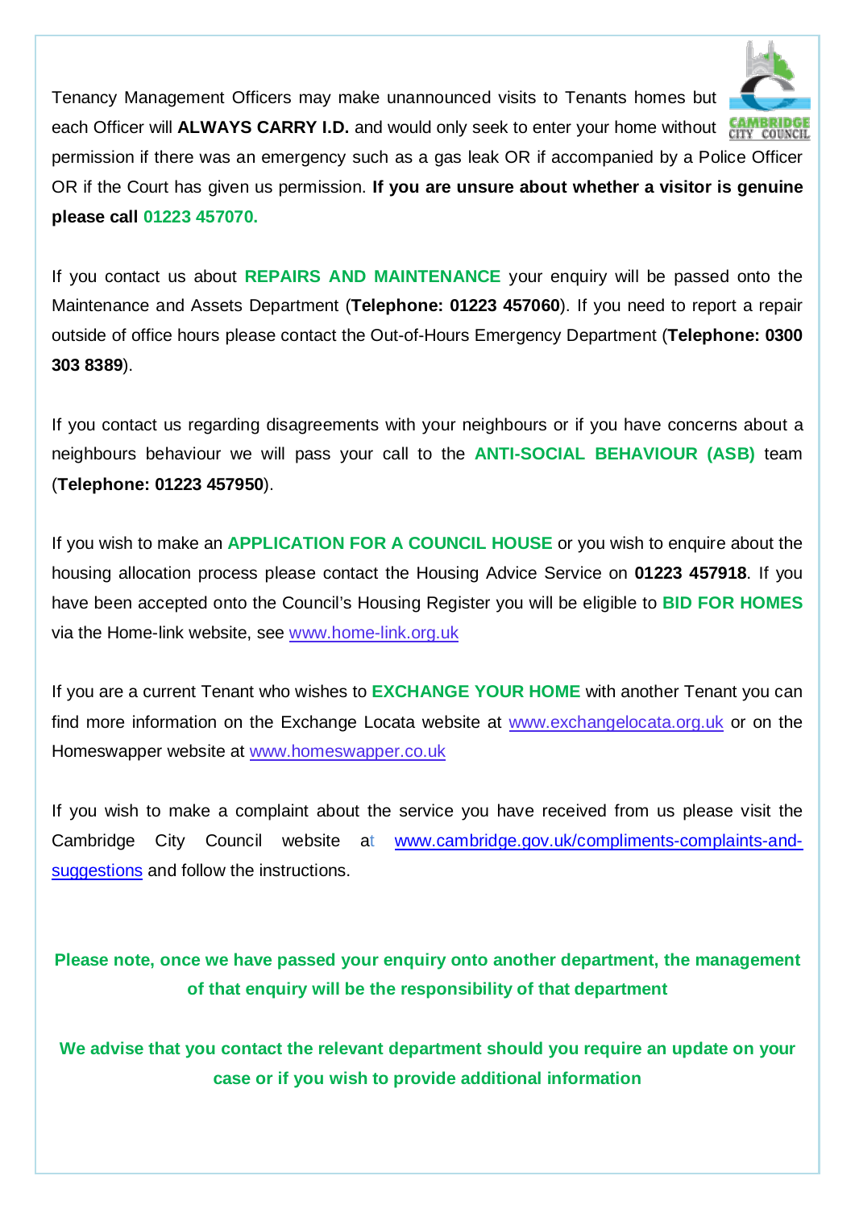Tenancy Management Officers may make unannounced visits to Tenants homes but each Officer will **ALWAYS CARRY I.D.** and would only seek to enter your home without permission if there was an emergency such as a gas leak OR if accompanied by a Police Officer OR if the Court has given us permission. **If you are unsure about whether a visitor is genuine please call 01223 457070.**

If you contact us about **REPAIRS AND MAINTENANCE** your enquiry will be passed onto the Maintenance and Assets Department (**Telephone: 01223 457060**). If you need to report a repair outside of office hours please contact the Out-of-Hours Emergency Department (**Telephone: 0300 303 8389**).

If you contact us regarding disagreements with your neighbours or if you have concerns about a neighbours behaviour we will pass your call to the **ANTI-SOCIAL BEHAVIOUR (ASB)** team (**Telephone: 01223 457950**).

If you wish to make an **APPLICATION FOR A COUNCIL HOUSE** or you wish to enquire about the housing allocation process please contact the Housing Advice Service on **01223 457918**. If you have been accepted onto the Council's Housing Register you will be eligible to **BID FOR HOMES** via the Home-link website, see www.home-link.org.uk

If you are a current Tenant who wishes to **EXCHANGE YOUR HOME** with another Tenant you can find more information on the Exchange Locata website at www.exchangelocata.org.uk or on the Homeswapper website at www.homeswapper.co.uk

If you wish to make a complaint about the service you have received from us please visit the Cambridge City Council website at www.cambridge.gov.uk/compliments-complaints-and-suggestions and follow the instructions.

**Please note, once we have passed your enquiry onto another department, the management of that enquiry will be the responsibility of that department**

**We advise that you contact the relevant department should you require an update on your case or if you wish to provide additional information**